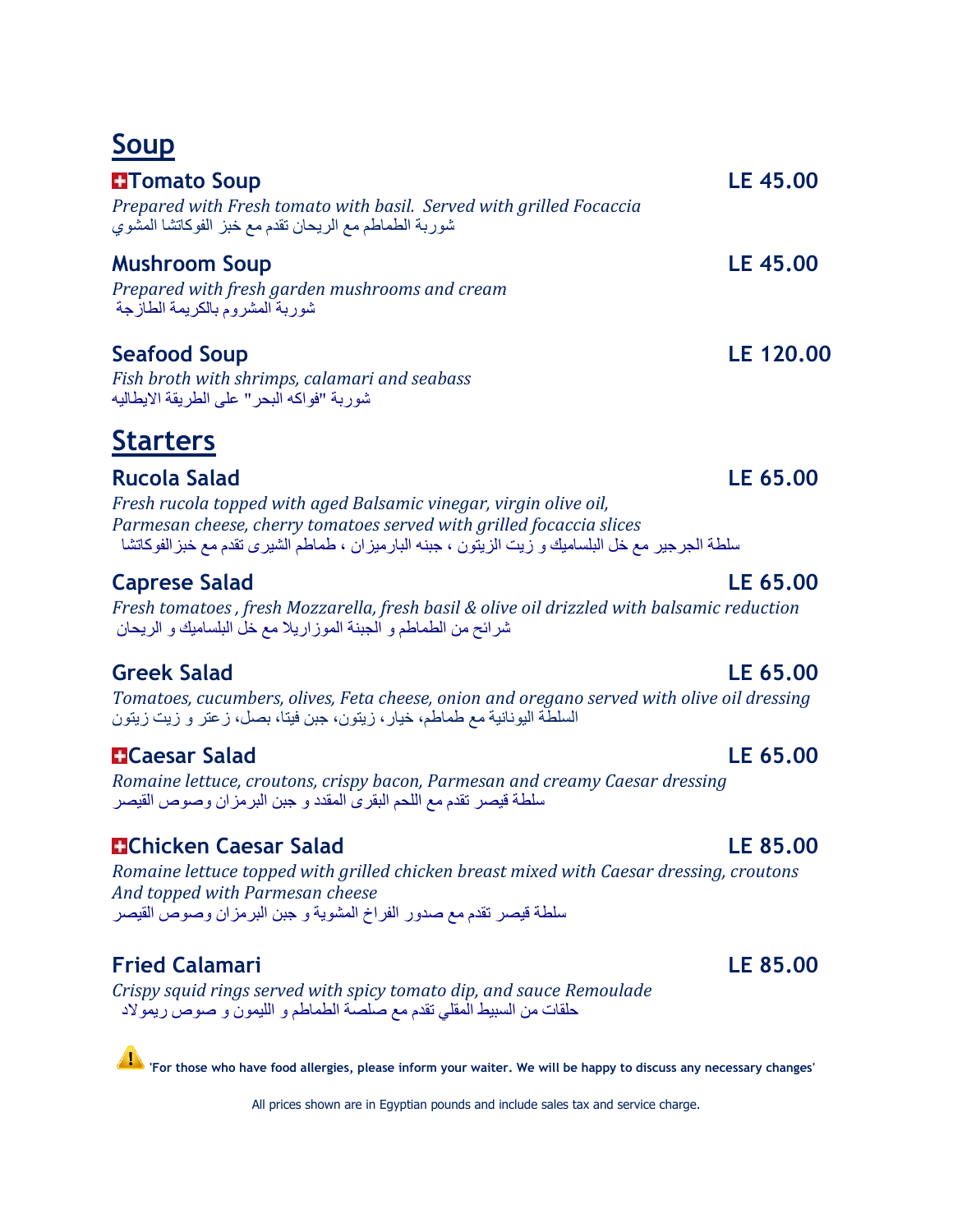## Soup

### ➕Tomato Soup — LE 45.00

*Prepared with Fresh tomato with basil. Served with grilled Focaccia*
شوربة الطماطم مع الريحان تقدم مع خبز الفوكاتشا المشوي

### Mushroom Soup — LE 45.00

*Prepared with fresh garden mushrooms and cream*
شوربة المشروم بالكريمة الطازجة

### Seafood Soup — LE 120.00

*Fish broth with shrimps, calamari and seabass*
شوربة "فواكه البحر" على الطريقة الايطاليه

## Starters

### Rucola Salad — LE 65.00

*Fresh rucola topped with aged Balsamic vinegar, virgin olive oil,*
*Parmesan cheese, cherry tomatoes served with grilled focaccia slices*
سلطة الجرجير مع خل البلساميك و زيت الزيتون ، جبنه البارميزان ، طماطم الشيرى تقدم مع خبزالفوكاتشا

### Caprese Salad — LE 65.00

*Fresh tomatoes , fresh Mozzarella, fresh basil & olive oil drizzled with balsamic reduction*
شرائح من الطماطم و الجبنة الموزاريلا مع خل البلساميك و الريحان

### Greek Salad — LE 65.00

*Tomatoes, cucumbers, olives, Feta cheese, onion and oregano served with olive oil dressing*
السلطة اليونانية مع طماطم، خيار، زيتون، جبن فيتا، بصل، زعتر و زيت زيتون

### ➕Caesar Salad — LE 65.00

*Romaine lettuce, croutons, crispy bacon, Parmesan and creamy Caesar dressing*
سلطة قيصر تقدم مع اللحم البقرى المقدد و جبن البرمزان وصوص القيصر

### ➕Chicken Caesar Salad — LE 85.00

*Romaine lettuce topped with grilled chicken breast mixed with Caesar dressing, croutons*
*And topped with Parmesan cheese*
سلطة قيصر تقدم مع صدور الفراخ المشوية و جبن البرمزان وصوص القيصر

### Fried Calamari — LE 85.00

*Crispy squid rings served with spicy tomato dip, and sauce Remoulade*
حلقات من السبيط المقلي تقدم مع صلصة الطماطم و الليمون و صوص ريمولاد

⚠️ **'For those who have food allergies, please inform your waiter. We will be happy to discuss any necessary changes'**

All prices shown are in Egyptian pounds and include sales tax and service charge.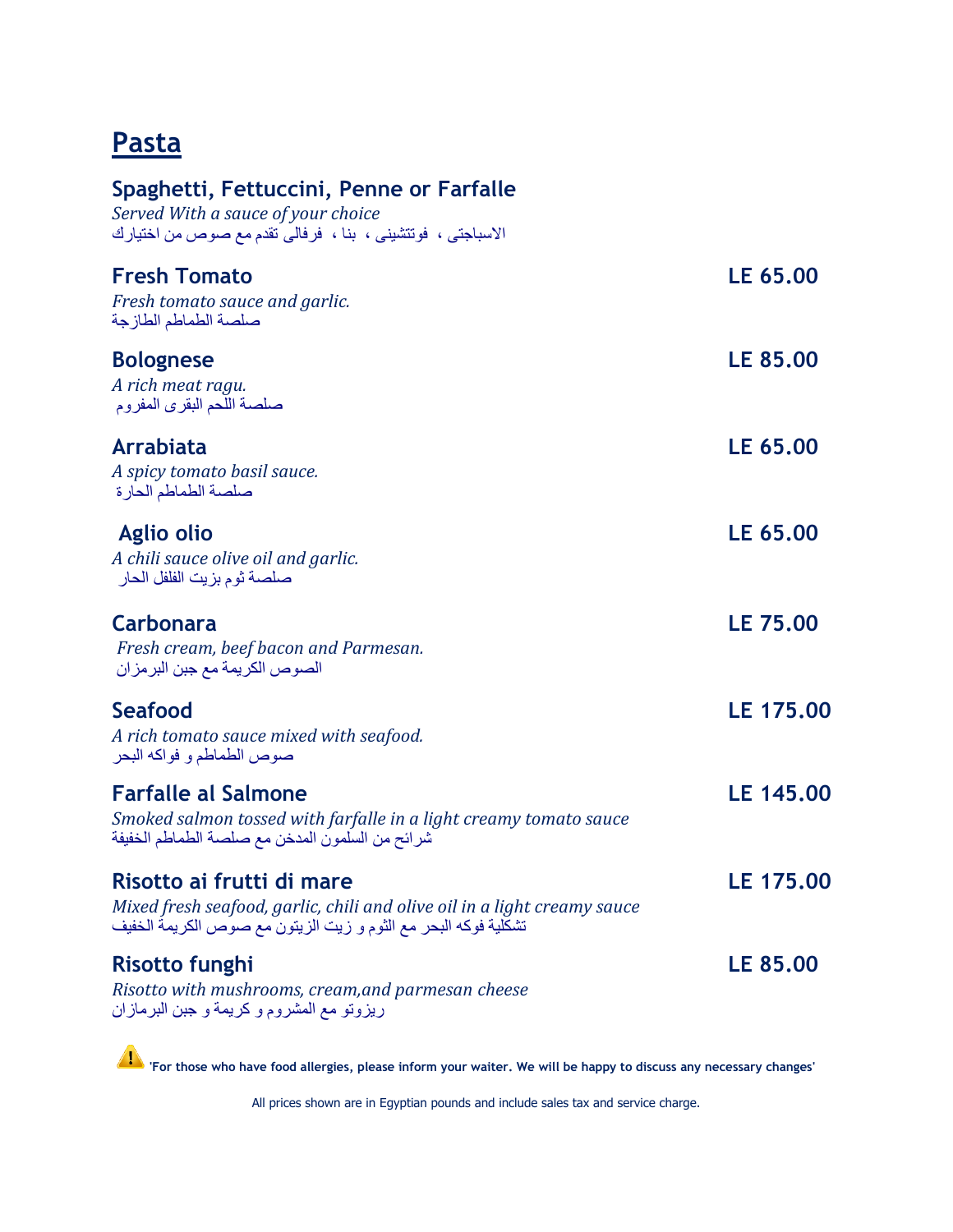# Pasta

### Spaghetti, Fettuccini, Penne or Farfalle

*Served With a sauce of your choice*
الاسباجتى ، فوتتشينى ، بنا ، فرفالى تقدم مع صوص من اختيارك

### Fresh Tomato — LE 65.00

*Fresh tomato sauce and garlic.*
صلصة الطماطم الطازجة

### Bolognese — LE 85.00

*A rich meat ragu.*
صلصة اللحم البقرى المفروم

### Arrabiata — LE 65.00

*A spicy tomato basil sauce.*
صلصة الطماطم الحارة

### Aglio olio — LE 65.00

*A chili sauce olive oil and garlic.*
صلصة ثوم بزيت الفلفل الحار

### Carbonara — LE 75.00

*Fresh cream, beef bacon and Parmesan.*
الصوص الكريمة مع جبن البرمزان

### Seafood — LE 175.00

*A rich tomato sauce mixed with seafood.*
صوص الطماطم و فواكه البحر

### Farfalle al Salmone — LE 145.00

*Smoked salmon tossed with farfalle in a light creamy tomato sauce*
شرائح من السلمون المدخن مع صلصة الطماطم الخفيفة

### Risotto ai frutti di mare — LE 175.00

*Mixed fresh seafood, garlic, chili and olive oil in a light creamy sauce*
تشكلية فوكه البحر مع الثوم و زيت الزيتون مع صوص الكريمة الخفيف

### Risotto funghi — LE 85.00

*Risotto with mushrooms, cream,and parmesan cheese*
ريزوتو مع المشروم و كريمة و جبن البرمازان

**'For those who have food allergies, please inform your waiter. We will be happy to discuss any necessary changes'**

All prices shown are in Egyptian pounds and include sales tax and service charge.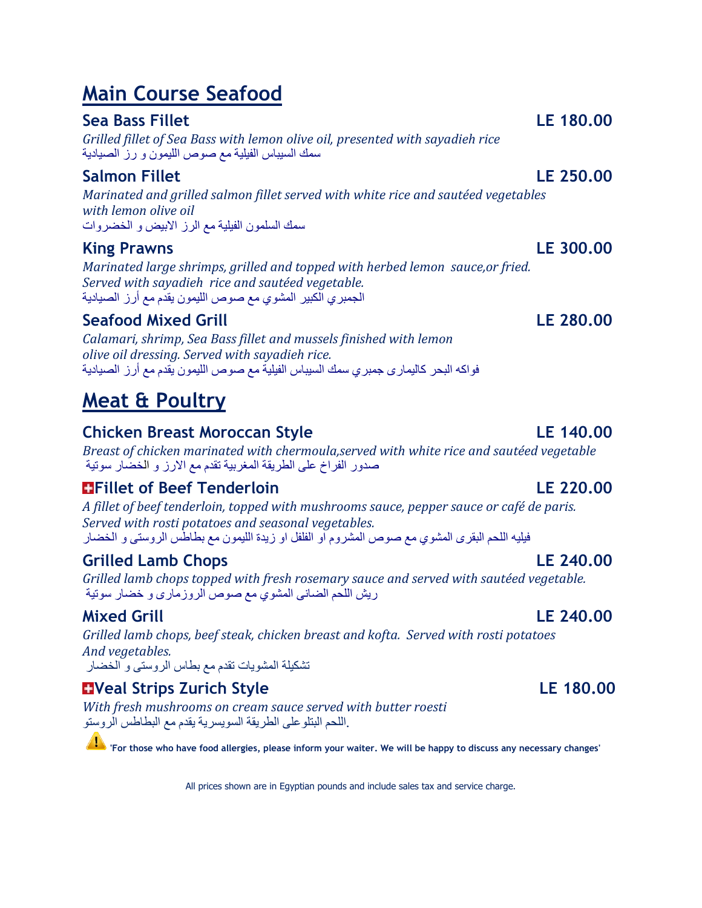## Main Course Seafood

### Sea Bass Fillet — LE 180.00

*Grilled fillet of Sea Bass with lemon olive oil, presented with sayadieh rice*
سمك السيباس الفيلية مع صوص الليمون و رز الصيادية

### Salmon Fillet — LE 250.00

*Marinated and grilled salmon fillet served with white rice and sautéed vegetables with lemon olive oil*
سمك السلمون الفيلية مع الرز الابيض و الخضروات

### King Prawns — LE 300.00

*Marinated large shrimps, grilled and topped with herbed lemon sauce,or fried. Served with sayadieh rice and sautéed vegetable.*
الجمبري الكبير المشوي مع صوص الليمون يقدم مع أرز الصيادية

### Seafood Mixed Grill — LE 280.00

*Calamari, shrimp, Sea Bass fillet and mussels finished with lemon olive oil dressing. Served with sayadieh rice.*
فواكه البحر كاليمارى جمبري سمك السيباس الفيلية مع صوص الليمون يقدم مع أرز الصيادية

## Meat & Poultry

### Chicken Breast Moroccan Style — LE 140.00

*Breast of chicken marinated with chermoula,served with white rice and sautéed vegetable*
صدور الفراخ على الطريقة المغربية تقدم مع الارز و الخضار سوتية

### 🇨🇭Fillet of Beef Tenderloin — LE 220.00

*A fillet of beef tenderloin, topped with mushrooms sauce, pepper sauce or café de paris. Served with rosti potatoes and seasonal vegetables.*
فيليه اللحم البقرى المشوي مع صوص المشروم او الفلفل او زيدة الليمون مع بطاطس الروستى و الخضار

### Grilled Lamb Chops — LE 240.00

*Grilled lamb chops topped with fresh rosemary sauce and served with sautéed vegetable.*
ريش اللحم الضانى المشوي مع صوص الروزمارى و خضار سوتية

### Mixed Grill — LE 240.00

*Grilled lamb chops, beef steak, chicken breast and kofta. Served with rosti potatoes And vegetables.*
تشكيلة المشويات تقدم مع بطاس الروستى و الخضار

### 🇨🇭Veal Strips Zurich Style — LE 180.00

*With fresh mushrooms on cream sauce served with butter roesti*
اللحم البتلو على الطريقة السويسرية يقدم مع البطاطس الروستو.

⚠ **'For those who have food allergies, please inform your waiter. We will be happy to discuss any necessary changes'**

All prices shown are in Egyptian pounds and include sales tax and service charge.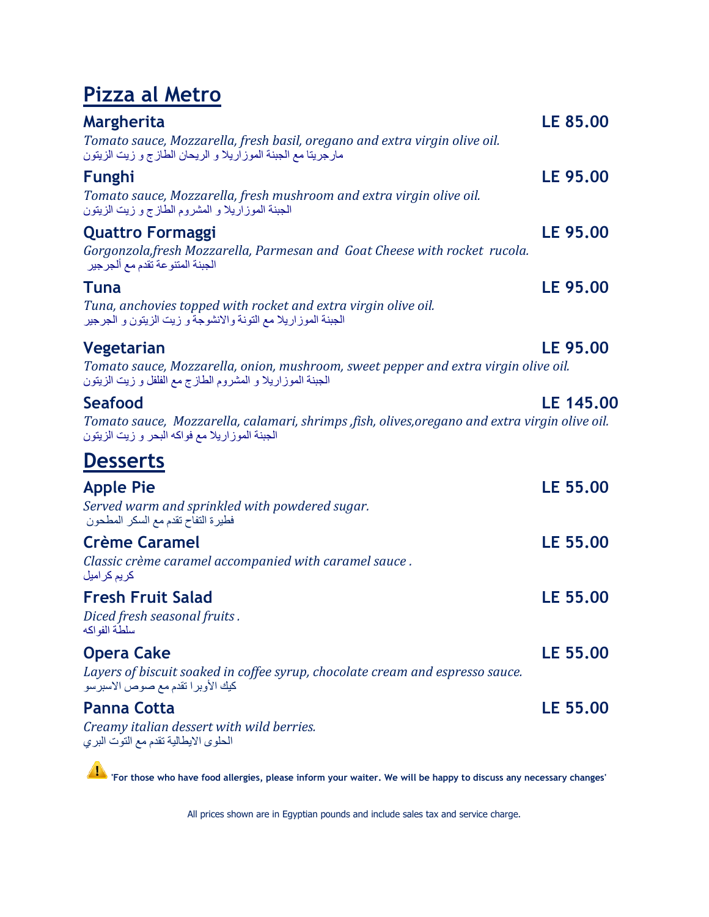## Pizza al Metro

### Margherita — LE 85.00

*Tomato sauce, Mozzarella, fresh basil, oregano and extra virgin olive oil.*
مارجريتا مع الجبنة الموزاريلا و الريحان الطازج و زيت الزيتون

### Funghi — LE 95.00

*Tomato sauce, Mozzarella, fresh mushroom and extra virgin olive oil.*
الجبنة الموزاريلا و المشروم الطازج و زيت الزيتون

### Quattro Formaggi — LE 95.00

*Gorgonzola,fresh Mozzarella, Parmesan and Goat Cheese with rocket rucola.*
الجبنة المتنوعة تقدم مع ألجرجير

### Tuna — LE 95.00

*Tuna, anchovies topped with rocket and extra virgin olive oil.*
الجبنة الموزاريلا مع التونة والانشوجة و زيت الزيتون و الجرجير

### Vegetarian — LE 95.00

*Tomato sauce, Mozzarella, onion, mushroom, sweet pepper and extra virgin olive oil.*
الجبنة الموزاريلا و المشروم الطازج مع الفلفل و زيت الزيتون

### Seafood — LE 145.00

*Tomato sauce, Mozzarella, calamari, shrimps ,fish, olives,oregano and extra virgin olive oil.*
الجبنة الموزاريلا مع فواكه البحر و زيت الزيتون

## Desserts

### Apple Pie — LE 55.00

*Served warm and sprinkled with powdered sugar.*
فطيرة التفاح تقدم مع السكر المطحون

### Crème Caramel — LE 55.00

*Classic crème caramel accompanied with caramel sauce .*
كريم كراميل

### Fresh Fruit Salad — LE 55.00

*Diced fresh seasonal fruits .*
سلطة الفواكه

### Opera Cake — LE 55.00

*Layers of biscuit soaked in coffee syrup, chocolate cream and espresso sauce.*
كيك الأوبرا تقدم مع صوص الاسبرسو

### Panna Cotta — LE 55.00

*Creamy italian dessert with wild berries.*
الحلوى الايطالية تقدم مع التوت البري

**'For those who have food allergies, please inform your waiter. We will be happy to discuss any necessary changes'**

All prices shown are in Egyptian pounds and include sales tax and service charge.